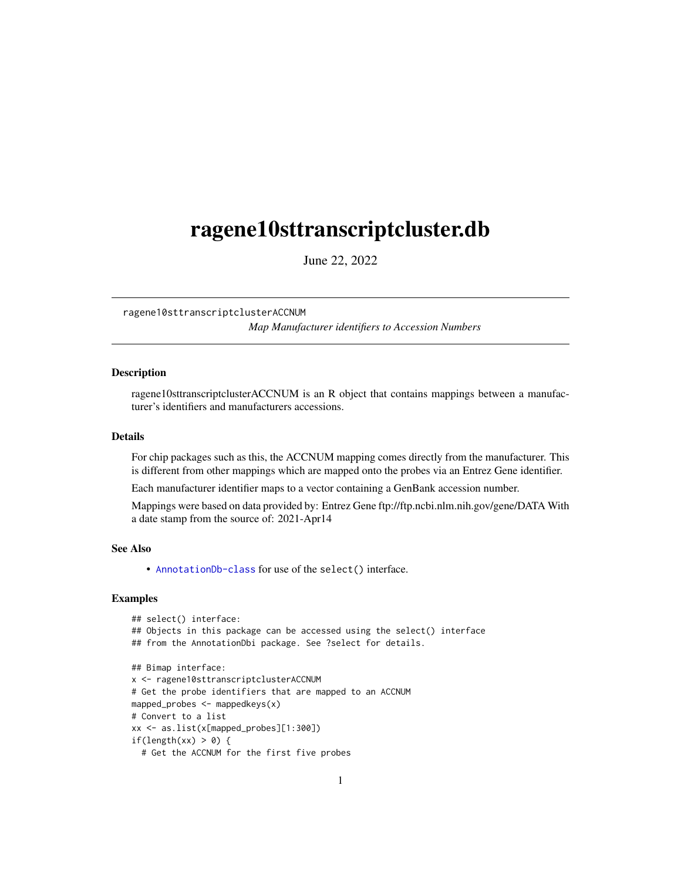# ragene10sttranscriptcluster.db

June 22, 2022

ragene10sttranscriptclusterACCNUM

*Map Manufacturer identifiers to Accession Numbers*

## Description

ragene10sttranscriptclusterACCNUM is an R object that contains mappings between a manufacturer's identifiers and manufacturers accessions.

## Details

For chip packages such as this, the ACCNUM mapping comes directly from the manufacturer. This is different from other mappings which are mapped onto the probes via an Entrez Gene identifier.

Each manufacturer identifier maps to a vector containing a GenBank accession number.

Mappings were based on data provided by: Entrez Gene ftp://ftp.ncbi.nlm.nih.gov/gene/DATA With a date stamp from the source of: 2021-Apr14

## See Also

- AnnotationDb-class for use of the select() interface.

## Examples

```
## select() interface:
## Objects in this package can be accessed using the select() interface
## from the AnnotationDbi package. See ?select for details.

## Bimap interface:
x <- ragene10sttranscriptclusterACCNUM
# Get the probe identifiers that are mapped to an ACCNUM
mapped_probes <- mappedkeys(x)
# Convert to a list
xx <- as.list(x[mapped_probes][1:300])
if(length(xx) > 0) {
  # Get the ACCNUM for the first five probes
```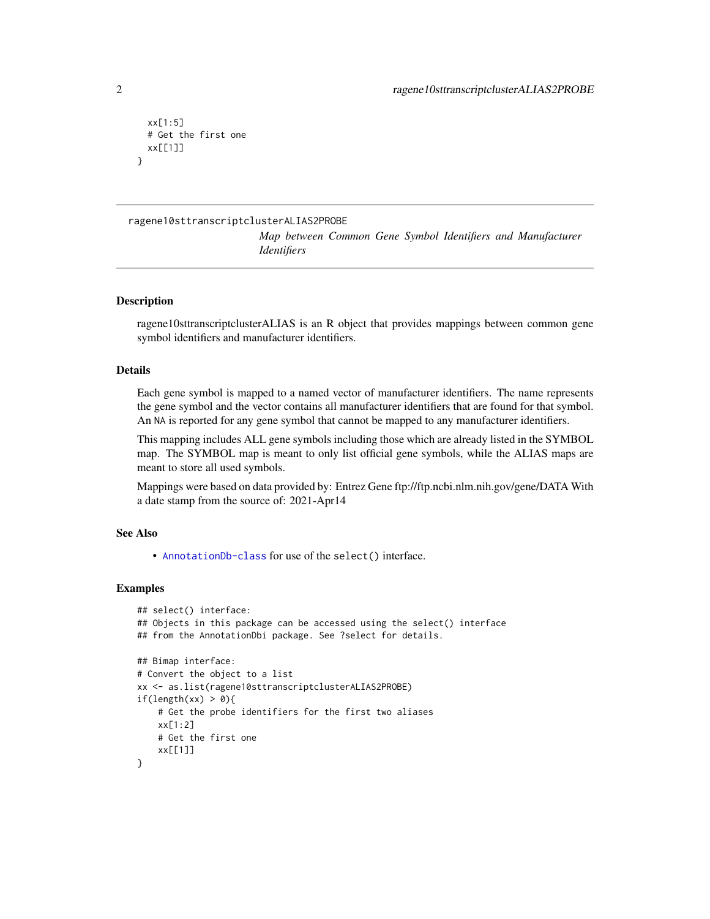```
  xx[1:5]
  # Get the first one
  xx[[1]]
}
```

---

ragene10sttranscriptclusterALIAS2PROBE

*Map between Common Gene Symbol Identifiers and Manufacturer Identifiers*

---

## Description

ragene10sttranscriptclusterALIAS is an R object that provides mappings between common gene symbol identifiers and manufacturer identifiers.

## Details

Each gene symbol is mapped to a named vector of manufacturer identifiers. The name represents the gene symbol and the vector contains all manufacturer identifiers that are found for that symbol. An NA is reported for any gene symbol that cannot be mapped to any manufacturer identifiers.

This mapping includes ALL gene symbols including those which are already listed in the SYMBOL map. The SYMBOL map is meant to only list official gene symbols, while the ALIAS maps are meant to store all used symbols.

Mappings were based on data provided by: Entrez Gene ftp://ftp.ncbi.nlm.nih.gov/gene/DATA With a date stamp from the source of: 2021-Apr14

## See Also

- AnnotationDb-class for use of the select() interface.

## Examples

```
## select() interface:
## Objects in this package can be accessed using the select() interface
## from the AnnotationDbi package. See ?select for details.

## Bimap interface:
# Convert the object to a list
xx <- as.list(ragene10sttranscriptclusterALIAS2PROBE)
if(length(xx) > 0){
    # Get the probe identifiers for the first two aliases
    xx[1:2]
    # Get the first one
    xx[[1]]
}
```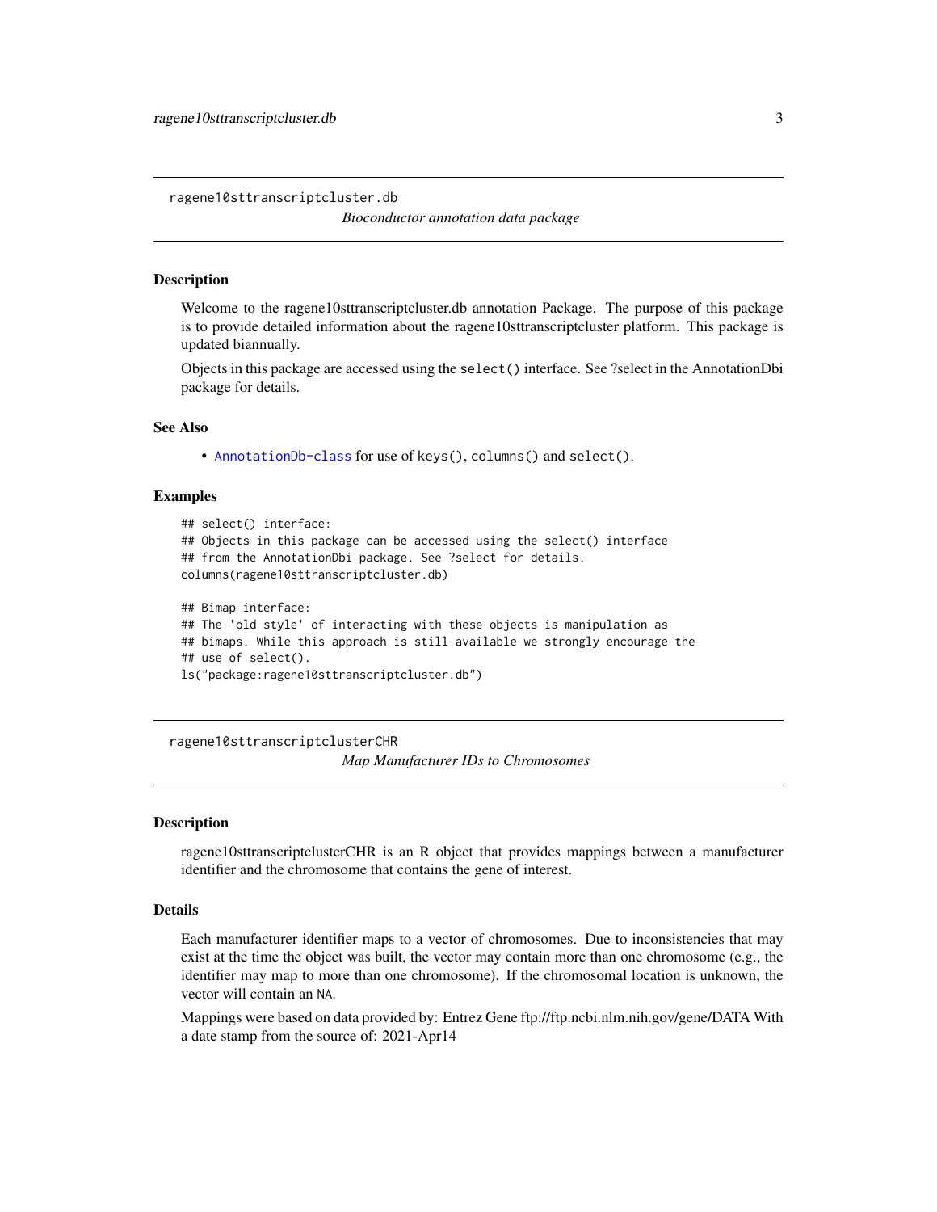## ragene10sttranscriptcluster.db

*Bioconductor annotation data package*

### Description

Welcome to the ragene10sttranscriptcluster.db annotation Package. The purpose of this package is to provide detailed information about the ragene10sttranscriptcluster platform. This package is updated biannually.

Objects in this package are accessed using the `select()` interface. See ?select in the AnnotationDbi package for details.

### See Also

- `AnnotationDb-class` for use of `keys()`, `columns()` and `select()`.

### Examples

```
## select() interface:
## Objects in this package can be accessed using the select() interface
## from the AnnotationDbi package. See ?select for details.
columns(ragene10sttranscriptcluster.db)

## Bimap interface:
## The 'old style' of interacting with these objects is manipulation as
## bimaps. While this approach is still available we strongly encourage the
## use of select().
ls("package:ragene10sttranscriptcluster.db")
```

## ragene10sttranscriptclusterCHR

*Map Manufacturer IDs to Chromosomes*

### Description

ragene10sttranscriptclusterCHR is an R object that provides mappings between a manufacturer identifier and the chromosome that contains the gene of interest.

### Details

Each manufacturer identifier maps to a vector of chromosomes. Due to inconsistencies that may exist at the time the object was built, the vector may contain more than one chromosome (e.g., the identifier may map to more than one chromosome). If the chromosomal location is unknown, the vector will contain an `NA`.

Mappings were based on data provided by: Entrez Gene ftp://ftp.ncbi.nlm.nih.gov/gene/DATA With a date stamp from the source of: 2021-Apr14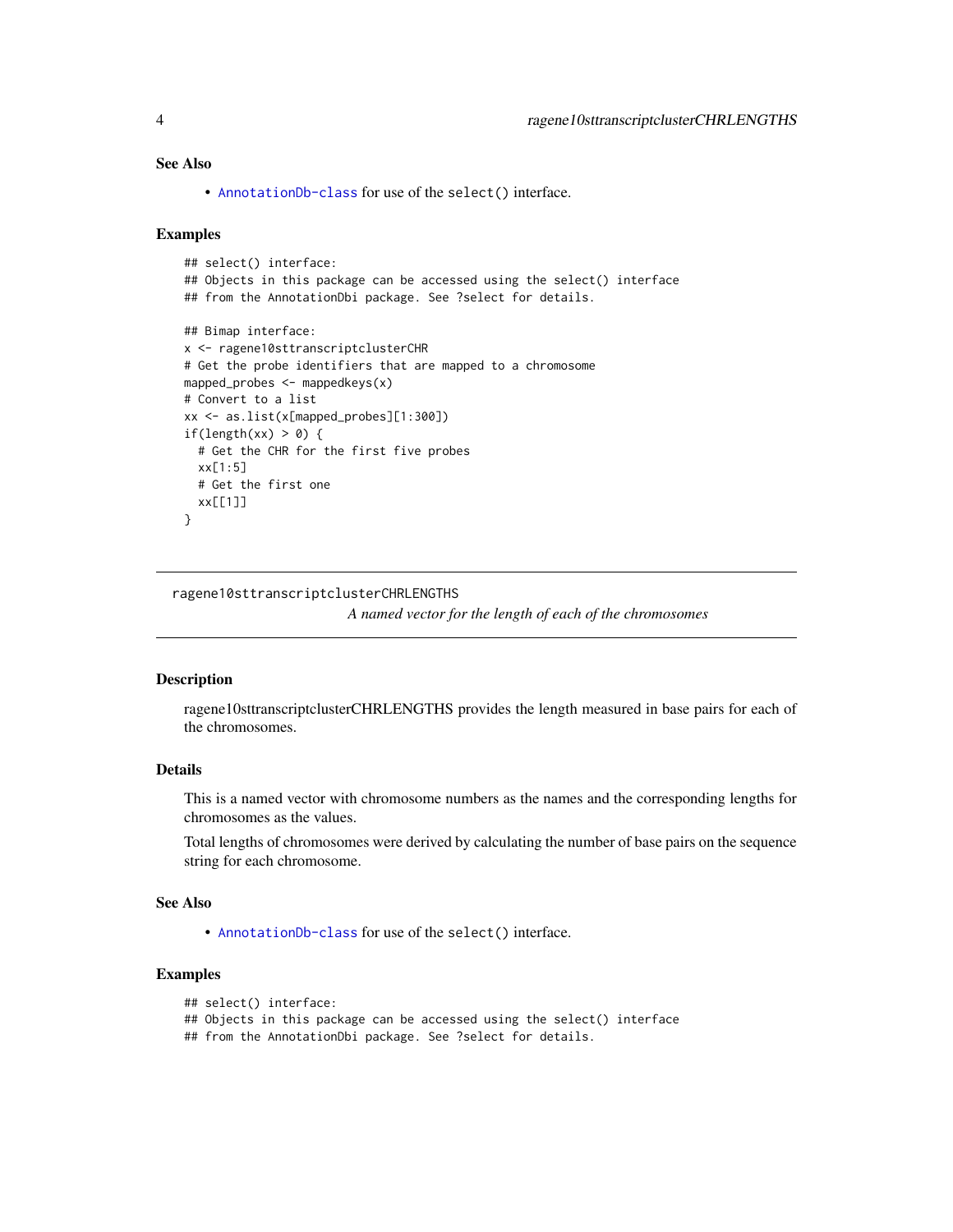### See Also

- AnnotationDb-class for use of the `select()` interface.

### Examples

```
## select() interface:
## Objects in this package can be accessed using the select() interface
## from the AnnotationDbi package. See ?select for details.

## Bimap interface:
x <- ragene10sttranscriptclusterCHR
# Get the probe identifiers that are mapped to a chromosome
mapped_probes <- mappedkeys(x)
# Convert to a list
xx <- as.list(x[mapped_probes][1:300])
if(length(xx) > 0) {
  # Get the CHR for the first five probes
  xx[1:5]
  # Get the first one
  xx[[1]]
}
```

---

## ragene10sttranscriptclusterCHRLENGTHS

*A named vector for the length of each of the chromosomes*

---

### Description

ragene10sttranscriptclusterCHRLENGTHS provides the length measured in base pairs for each of the chromosomes.

### Details

This is a named vector with chromosome numbers as the names and the corresponding lengths for chromosomes as the values.

Total lengths of chromosomes were derived by calculating the number of base pairs on the sequence string for each chromosome.

### See Also

- AnnotationDb-class for use of the `select()` interface.

### Examples

```
## select() interface:
## Objects in this package can be accessed using the select() interface
## from the AnnotationDbi package. See ?select for details.
```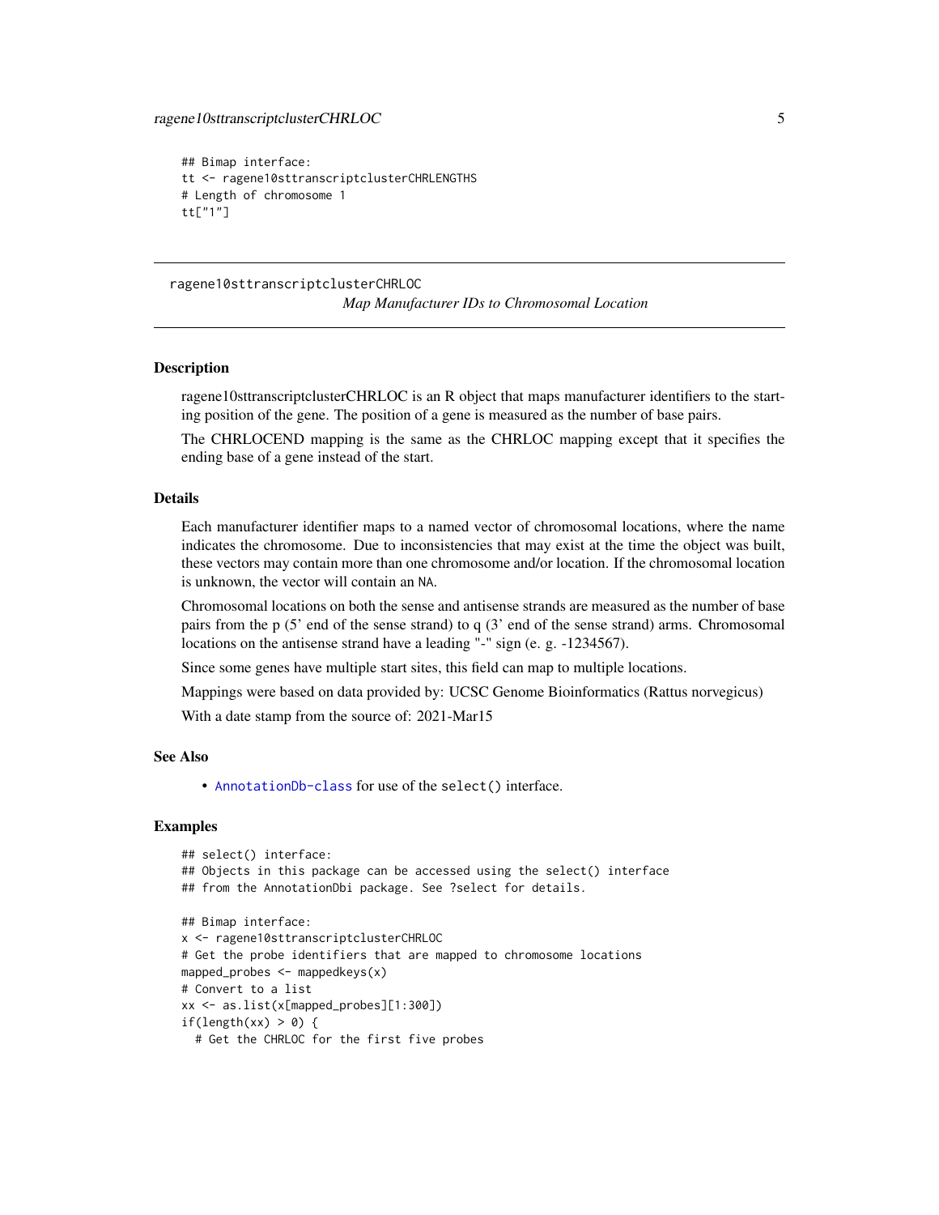```
## Bimap interface:
tt <- ragene10sttranscriptclusterCHRLENGTHS
# Length of chromosome 1
tt["1"]
```

---

ragene10sttranscriptclusterCHRLOC

*Map Manufacturer IDs to Chromosomal Location*

---

## Description

ragene10sttranscriptclusterCHRLOC is an R object that maps manufacturer identifiers to the starting position of the gene. The position of a gene is measured as the number of base pairs.

The CHRLOCEND mapping is the same as the CHRLOC mapping except that it specifies the ending base of a gene instead of the start.

## Details

Each manufacturer identifier maps to a named vector of chromosomal locations, where the name indicates the chromosome. Due to inconsistencies that may exist at the time the object was built, these vectors may contain more than one chromosome and/or location. If the chromosomal location is unknown, the vector will contain an NA.

Chromosomal locations on both the sense and antisense strands are measured as the number of base pairs from the p (5' end of the sense strand) to q (3' end of the sense strand) arms. Chromosomal locations on the antisense strand have a leading "-" sign (e. g. -1234567).

Since some genes have multiple start sites, this field can map to multiple locations.

Mappings were based on data provided by: UCSC Genome Bioinformatics (Rattus norvegicus)

With a date stamp from the source of: 2021-Mar15

## See Also

- AnnotationDb-class for use of the select() interface.

## Examples

```
## select() interface:
## Objects in this package can be accessed using the select() interface
## from the AnnotationDbi package. See ?select for details.

## Bimap interface:
x <- ragene10sttranscriptclusterCHRLOC
# Get the probe identifiers that are mapped to chromosome locations
mapped_probes <- mappedkeys(x)
# Convert to a list
xx <- as.list(x[mapped_probes][1:300])
if(length(xx) > 0) {
  # Get the CHRLOC for the first five probes
```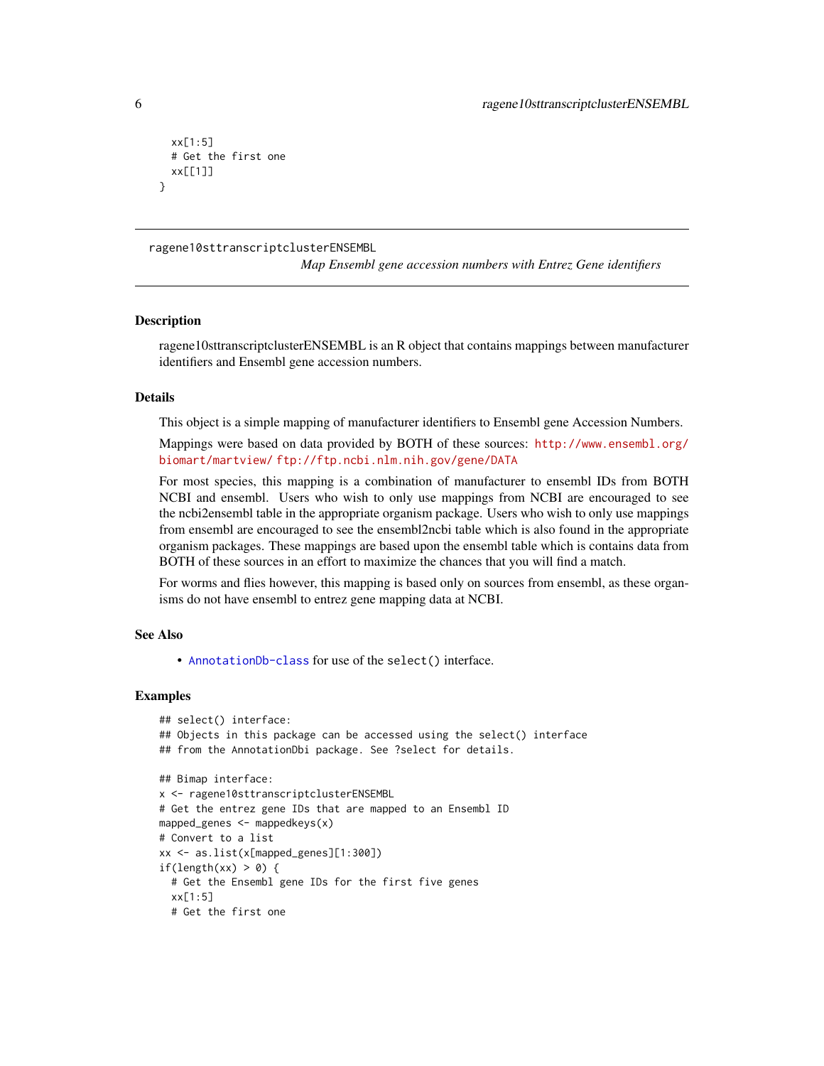```
  xx[1:5]
  # Get the first one
  xx[[1]]
}
```

---

ragene10sttranscriptclusterENSEMBL

*Map Ensembl gene accession numbers with Entrez Gene identifiers*

---

### Description

ragene10sttranscriptclusterENSEMBL is an R object that contains mappings between manufacturer identifiers and Ensembl gene accession numbers.

### Details

This object is a simple mapping of manufacturer identifiers to Ensembl gene Accession Numbers.

Mappings were based on data provided by BOTH of these sources: http://www.ensembl.org/biomart/martview/ ftp://ftp.ncbi.nlm.nih.gov/gene/DATA

For most species, this mapping is a combination of manufacturer to ensembl IDs from BOTH NCBI and ensembl. Users who wish to only use mappings from NCBI are encouraged to see the ncbi2ensembl table in the appropriate organism package. Users who wish to only use mappings from ensembl are encouraged to see the ensembl2ncbi table which is also found in the appropriate organism packages. These mappings are based upon the ensembl table which is contains data from BOTH of these sources in an effort to maximize the chances that you will find a match.

For worms and flies however, this mapping is based only on sources from ensembl, as these organisms do not have ensembl to entrez gene mapping data at NCBI.

### See Also

- AnnotationDb-class for use of the `select()` interface.

### Examples

```
## select() interface:
## Objects in this package can be accessed using the select() interface
## from the AnnotationDbi package. See ?select for details.

## Bimap interface:
x <- ragene10sttranscriptclusterENSEMBL
# Get the entrez gene IDs that are mapped to an Ensembl ID
mapped_genes <- mappedkeys(x)
# Convert to a list
xx <- as.list(x[mapped_genes][1:300])
if(length(xx) > 0) {
  # Get the Ensembl gene IDs for the first five genes
  xx[1:5]
  # Get the first one
```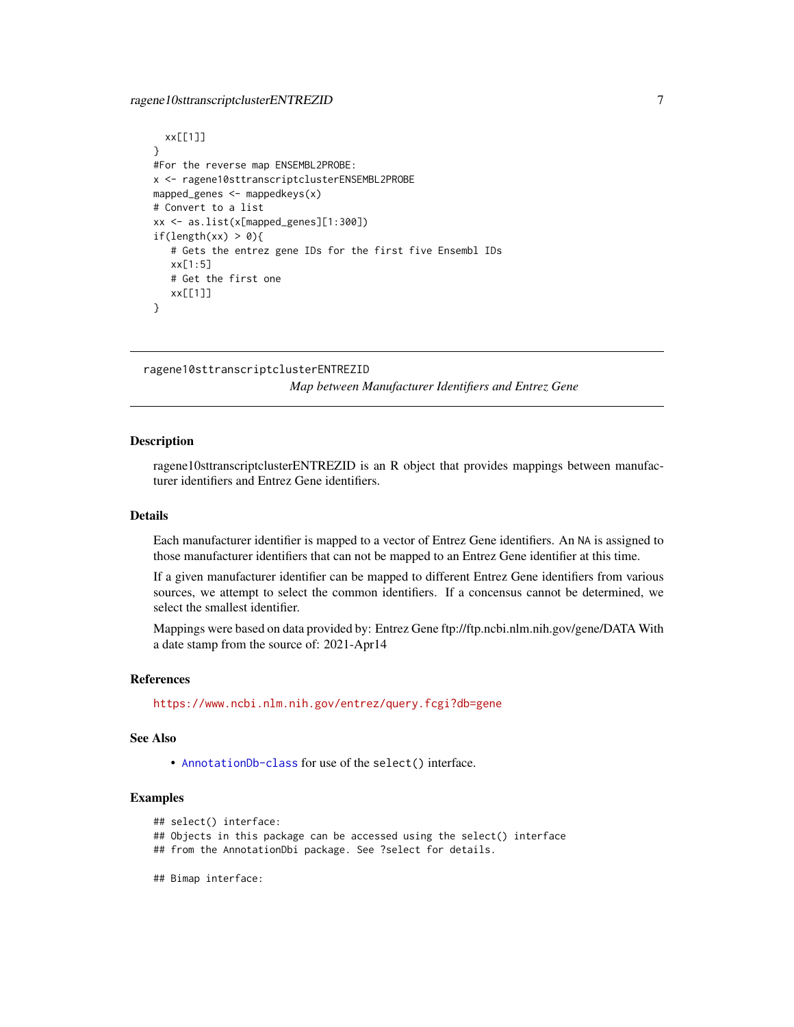```
  xx[[1]]
}
#For the reverse map ENSEMBL2PROBE:
x <- ragene10sttranscriptclusterENSEMBL2PROBE
mapped_genes <- mappedkeys(x)
# Convert to a list
xx <- as.list(x[mapped_genes][1:300])
if(length(xx) > 0){
   # Gets the entrez gene IDs for the first five Ensembl IDs
   xx[1:5]
   # Get the first one
   xx[[1]]
}
```

---

## ragene10sttranscriptclusterENTREZID

*Map between Manufacturer Identifiers and Entrez Gene*

---

### Description

ragene10sttranscriptclusterENTREZID is an R object that provides mappings between manufacturer identifiers and Entrez Gene identifiers.

### Details

Each manufacturer identifier is mapped to a vector of Entrez Gene identifiers. An NA is assigned to those manufacturer identifiers that can not be mapped to an Entrez Gene identifier at this time.

If a given manufacturer identifier can be mapped to different Entrez Gene identifiers from various sources, we attempt to select the common identifiers. If a concensus cannot be determined, we select the smallest identifier.

Mappings were based on data provided by: Entrez Gene ftp://ftp.ncbi.nlm.nih.gov/gene/DATA With a date stamp from the source of: 2021-Apr14

### References

https://www.ncbi.nlm.nih.gov/entrez/query.fcgi?db=gene

### See Also

- AnnotationDb-class for use of the select() interface.

### Examples

```
## select() interface:
## Objects in this package can be accessed using the select() interface
## from the AnnotationDbi package. See ?select for details.

## Bimap interface:
```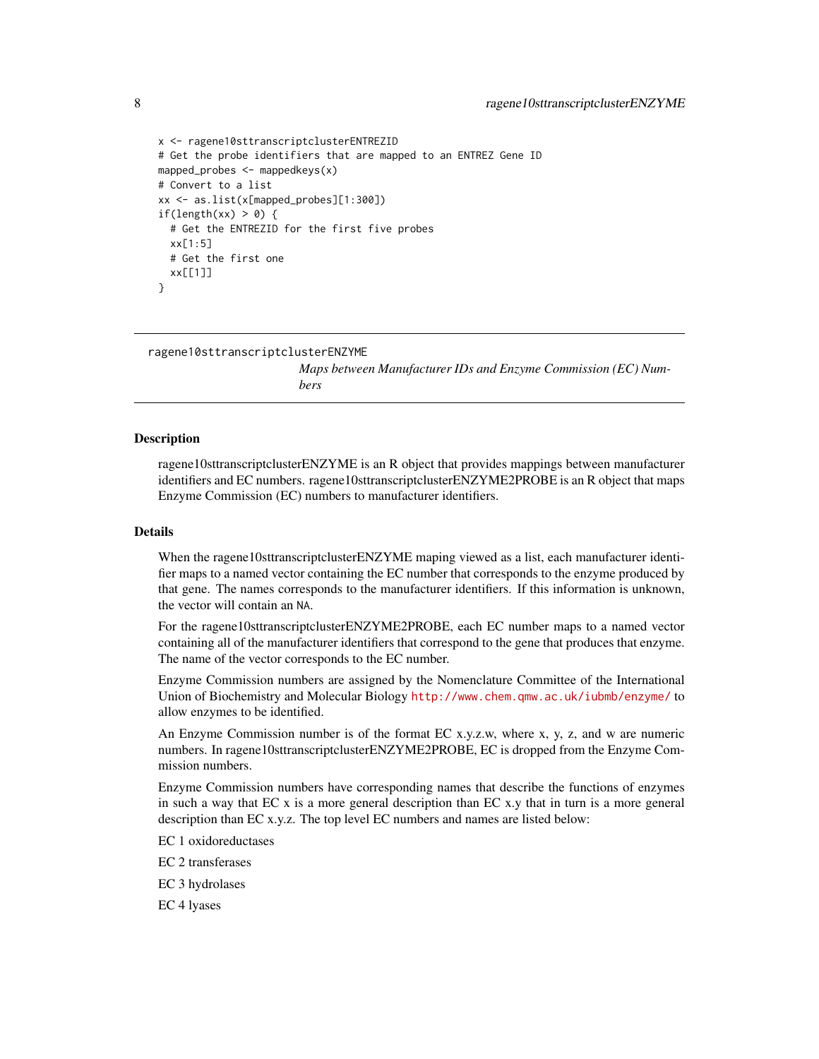```
x <- ragene10sttranscriptclusterENTREZID
# Get the probe identifiers that are mapped to an ENTREZ Gene ID
mapped_probes <- mappedkeys(x)
# Convert to a list
xx <- as.list(x[mapped_probes][1:300])
if(length(xx) > 0) {
  # Get the ENTREZID for the first five probes
  xx[1:5]
  # Get the first one
  xx[[1]]
}
```

---

ragene10sttranscriptclusterENZYME    *Maps between Manufacturer IDs and Enzyme Commission (EC) Numbers*

---

## Description

ragene10sttranscriptclusterENZYME is an R object that provides mappings between manufacturer identifiers and EC numbers. ragene10sttranscriptclusterENZYME2PROBE is an R object that maps Enzyme Commission (EC) numbers to manufacturer identifiers.

## Details

When the ragene10sttranscriptclusterENZYME maping viewed as a list, each manufacturer identifier maps to a named vector containing the EC number that corresponds to the enzyme produced by that gene. The names corresponds to the manufacturer identifiers. If this information is unknown, the vector will contain an NA.

For the ragene10sttranscriptclusterENZYME2PROBE, each EC number maps to a named vector containing all of the manufacturer identifiers that correspond to the gene that produces that enzyme. The name of the vector corresponds to the EC number.

Enzyme Commission numbers are assigned by the Nomenclature Committee of the International Union of Biochemistry and Molecular Biology http://www.chem.qmw.ac.uk/iubmb/enzyme/ to allow enzymes to be identified.

An Enzyme Commission number is of the format EC x.y.z.w, where x, y, z, and w are numeric numbers. In ragene10sttranscriptclusterENZYME2PROBE, EC is dropped from the Enzyme Commission numbers.

Enzyme Commission numbers have corresponding names that describe the functions of enzymes in such a way that EC x is a more general description than EC x.y that in turn is a more general description than EC x.y.z. The top level EC numbers and names are listed below:

EC 1 oxidoreductases

EC 2 transferases

EC 3 hydrolases

EC 4 lyases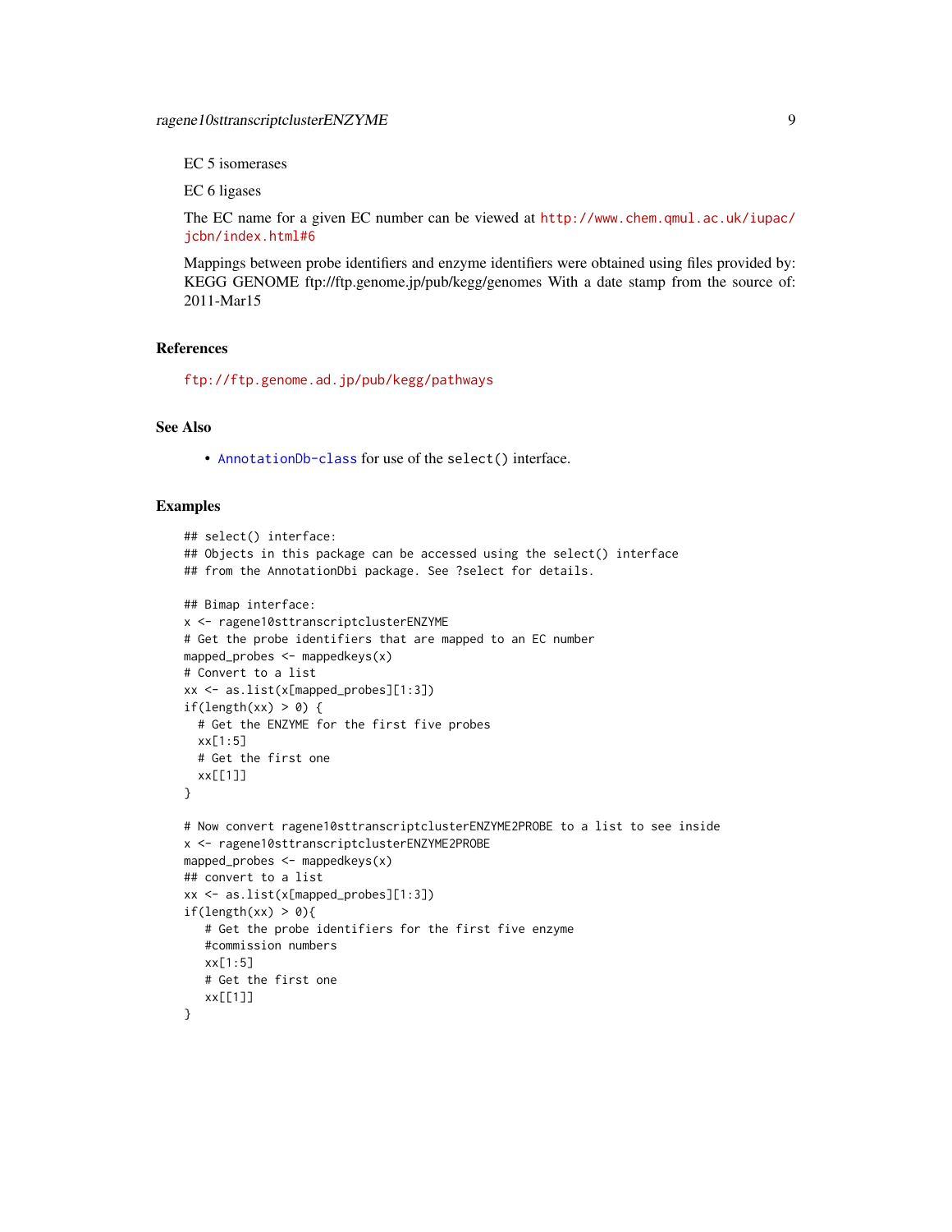EC 5 isomerases

EC 6 ligases

The EC name for a given EC number can be viewed at http://www.chem.qmul.ac.uk/iupac/jcbn/index.html#6

Mappings between probe identifiers and enzyme identifiers were obtained using files provided by: KEGG GENOME ftp://ftp.genome.jp/pub/kegg/genomes With a date stamp from the source of: 2011-Mar15

## References

ftp://ftp.genome.ad.jp/pub/kegg/pathways

## See Also

- AnnotationDb-class for use of the `select()` interface.

## Examples

```
## select() interface:
## Objects in this package can be accessed using the select() interface
## from the AnnotationDbi package. See ?select for details.

## Bimap interface:
x <- ragene10sttranscriptclusterENZYME
# Get the probe identifiers that are mapped to an EC number
mapped_probes <- mappedkeys(x)
# Convert to a list
xx <- as.list(x[mapped_probes][1:3])
if(length(xx) > 0) {
  # Get the ENZYME for the first five probes
  xx[1:5]
  # Get the first one
  xx[[1]]
}

# Now convert ragene10sttranscriptclusterENZYME2PROBE to a list to see inside
x <- ragene10sttranscriptclusterENZYME2PROBE
mapped_probes <- mappedkeys(x)
## convert to a list
xx <- as.list(x[mapped_probes][1:3])
if(length(xx) > 0){
   # Get the probe identifiers for the first five enzyme
   #commission numbers
   xx[1:5]
   # Get the first one
   xx[[1]]
}
```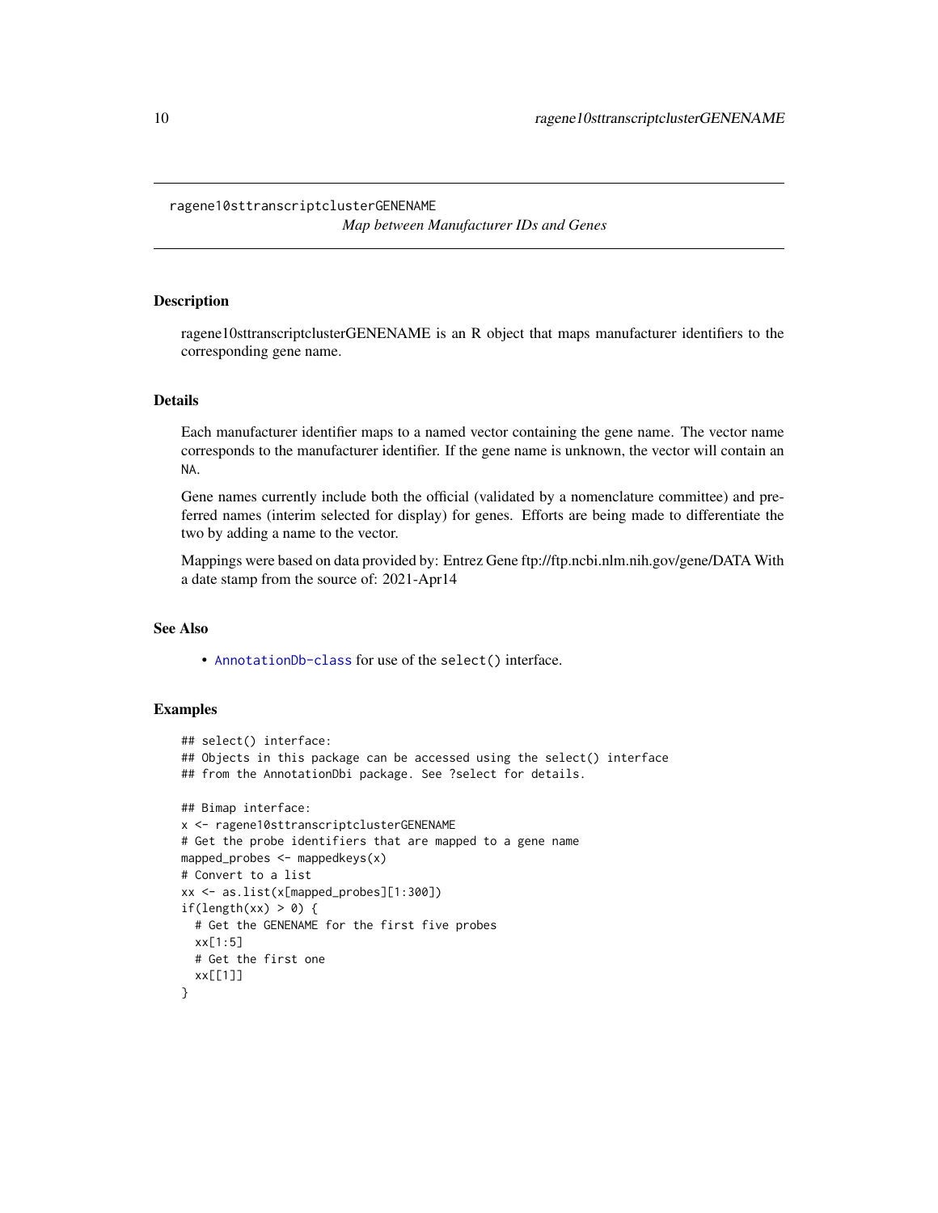ragene10sttranscriptclusterGENENAME

*Map between Manufacturer IDs and Genes*

## Description

ragene10sttranscriptclusterGENENAME is an R object that maps manufacturer identifiers to the corresponding gene name.

## Details

Each manufacturer identifier maps to a named vector containing the gene name. The vector name corresponds to the manufacturer identifier. If the gene name is unknown, the vector will contain an NA.

Gene names currently include both the official (validated by a nomenclature committee) and preferred names (interim selected for display) for genes. Efforts are being made to differentiate the two by adding a name to the vector.

Mappings were based on data provided by: Entrez Gene ftp://ftp.ncbi.nlm.nih.gov/gene/DATA With a date stamp from the source of: 2021-Apr14

## See Also

- AnnotationDb-class for use of the select() interface.

## Examples

```
## select() interface:
## Objects in this package can be accessed using the select() interface
## from the AnnotationDbi package. See ?select for details.

## Bimap interface:
x <- ragene10sttranscriptclusterGENENAME
# Get the probe identifiers that are mapped to a gene name
mapped_probes <- mappedkeys(x)
# Convert to a list
xx <- as.list(x[mapped_probes][1:300])
if(length(xx) > 0) {
  # Get the GENENAME for the first five probes
  xx[1:5]
  # Get the first one
  xx[[1]]
}
```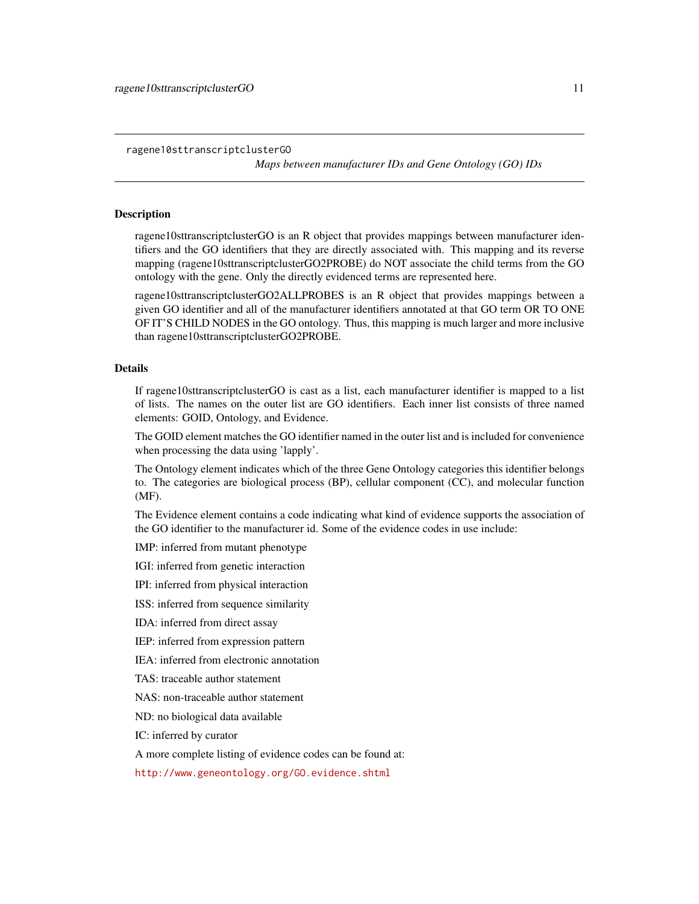ragene10sttranscriptclusterGO                    *Maps between manufacturer IDs and Gene Ontology (GO) IDs*

---

### Description

ragene10sttranscriptclusterGO is an R object that provides mappings between manufacturer identifiers and the GO identifiers that they are directly associated with. This mapping and its reverse mapping (ragene10sttranscriptclusterGO2PROBE) do NOT associate the child terms from the GO ontology with the gene. Only the directly evidenced terms are represented here.

ragene10sttranscriptclusterGO2ALLPROBES is an R object that provides mappings between a given GO identifier and all of the manufacturer identifiers annotated at that GO term OR TO ONE OF IT'S CHILD NODES in the GO ontology. Thus, this mapping is much larger and more inclusive than ragene10sttranscriptclusterGO2PROBE.

### Details

If ragene10sttranscriptclusterGO is cast as a list, each manufacturer identifier is mapped to a list of lists. The names on the outer list are GO identifiers. Each inner list consists of three named elements: GOID, Ontology, and Evidence.

The GOID element matches the GO identifier named in the outer list and is included for convenience when processing the data using 'lapply'.

The Ontology element indicates which of the three Gene Ontology categories this identifier belongs to. The categories are biological process (BP), cellular component (CC), and molecular function (MF).

The Evidence element contains a code indicating what kind of evidence supports the association of the GO identifier to the manufacturer id. Some of the evidence codes in use include:

IMP: inferred from mutant phenotype

IGI: inferred from genetic interaction

IPI: inferred from physical interaction

ISS: inferred from sequence similarity

IDA: inferred from direct assay

IEP: inferred from expression pattern

IEA: inferred from electronic annotation

TAS: traceable author statement

NAS: non-traceable author statement

ND: no biological data available

IC: inferred by curator

A more complete listing of evidence codes can be found at:

http://www.geneontology.org/GO.evidence.shtml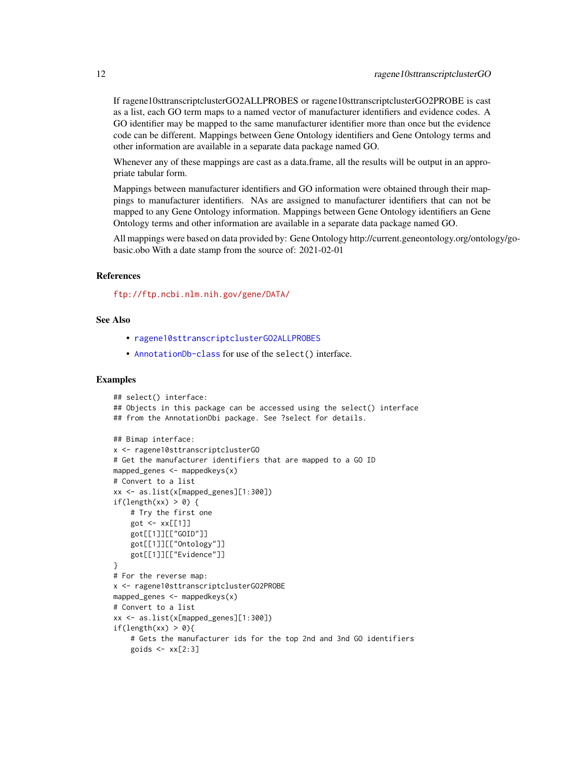If ragene10sttranscriptclusterGO2ALLPROBES or ragene10sttranscriptclusterGO2PROBE is cast as a list, each GO term maps to a named vector of manufacturer identifiers and evidence codes. A GO identifier may be mapped to the same manufacturer identifier more than once but the evidence code can be different. Mappings between Gene Ontology identifiers and Gene Ontology terms and other information are available in a separate data package named GO.

Whenever any of these mappings are cast as a data.frame, all the results will be output in an appropriate tabular form.

Mappings between manufacturer identifiers and GO information were obtained through their mappings to manufacturer identifiers. NAs are assigned to manufacturer identifiers that can not be mapped to any Gene Ontology information. Mappings between Gene Ontology identifiers an Gene Ontology terms and other information are available in a separate data package named GO.

All mappings were based on data provided by: Gene Ontology http://current.geneontology.org/ontology/go-basic.obo With a date stamp from the source of: 2021-02-01

### References

ftp://ftp.ncbi.nlm.nih.gov/gene/DATA/

### See Also

- ragene10sttranscriptclusterGO2ALLPROBES
- AnnotationDb-class for use of the select() interface.

### Examples

```
## select() interface:
## Objects in this package can be accessed using the select() interface
## from the AnnotationDbi package. See ?select for details.

## Bimap interface:
x <- ragene10sttranscriptclusterGO
# Get the manufacturer identifiers that are mapped to a GO ID
mapped_genes <- mappedkeys(x)
# Convert to a list
xx <- as.list(x[mapped_genes][1:300])
if(length(xx) > 0) {
    # Try the first one
    got <- xx[[1]]
    got[[1]][["GOID"]]
    got[[1]][["Ontology"]]
    got[[1]][["Evidence"]]
}
# For the reverse map:
x <- ragene10sttranscriptclusterGO2PROBE
mapped_genes <- mappedkeys(x)
# Convert to a list
xx <- as.list(x[mapped_genes][1:300])
if(length(xx) > 0){
    # Gets the manufacturer ids for the top 2nd and 3nd GO identifiers
    goids <- xx[2:3]
```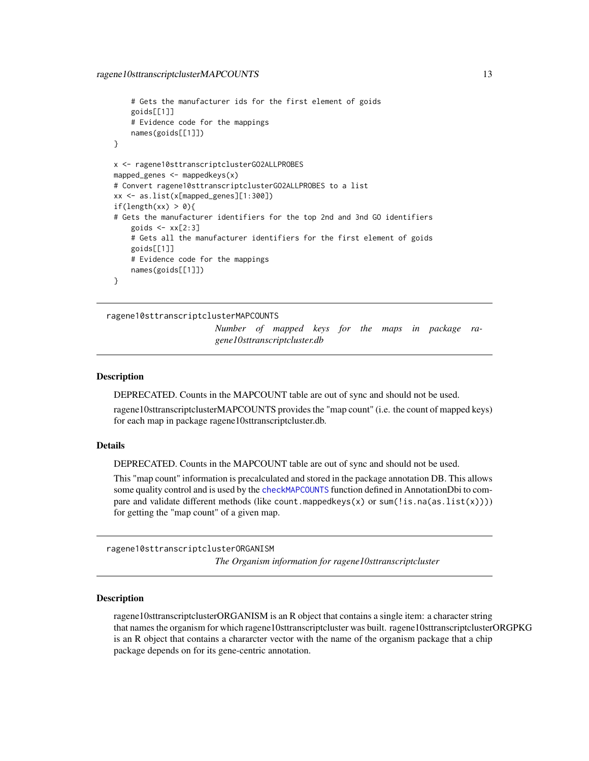```
    # Gets the manufacturer ids for the first element of goids
    goids[[1]]
    # Evidence code for the mappings
    names(goids[[1]])
}

x <- ragene10sttranscriptclusterGO2ALLPROBES
mapped_genes <- mappedkeys(x)
# Convert ragene10sttranscriptclusterGO2ALLPROBES to a list
xx <- as.list(x[mapped_genes][1:300])
if(length(xx) > 0){
# Gets the manufacturer identifiers for the top 2nd and 3nd GO identifiers
    goids <- xx[2:3]
    # Gets all the manufacturer identifiers for the first element of goids
    goids[[1]]
    # Evidence code for the mappings
    names(goids[[1]])
}
```

## ragene10sttranscriptclusterMAPCOUNTS

*Number of mapped keys for the maps in package ragene10sttranscriptcluster.db*

### Description

DEPRECATED. Counts in the MAPCOUNT table are out of sync and should not be used.

ragene10sttranscriptclusterMAPCOUNTS provides the "map count" (i.e. the count of mapped keys) for each map in package ragene10sttranscriptcluster.db.

### Details

DEPRECATED. Counts in the MAPCOUNT table are out of sync and should not be used.

This "map count" information is precalculated and stored in the package annotation DB. This allows some quality control and is used by the `checkMAPCOUNTS` function defined in AnnotationDbi to compare and validate different methods (like `count.mappedkeys(x)` or `sum(!is.na(as.list(x)))`) for getting the "map count" of a given map.

## ragene10sttranscriptclusterORGANISM

*The Organism information for ragene10sttranscriptcluster*

### Description

ragene10sttranscriptclusterORGANISM is an R object that contains a single item: a character string that names the organism for which ragene10sttranscriptcluster was built. ragene10sttranscriptclusterORGPKG is an R object that contains a chararcter vector with the name of the organism package that a chip package depends on for its gene-centric annotation.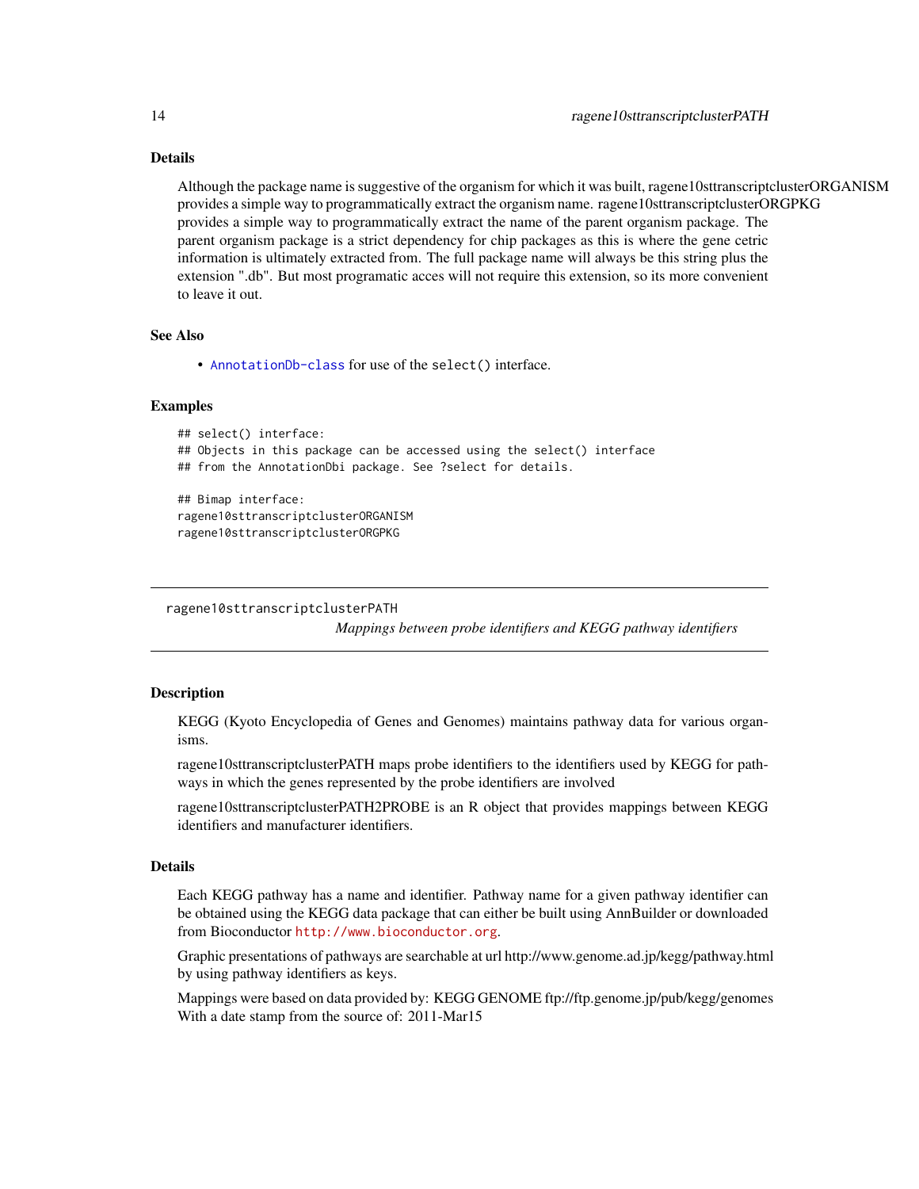## Details

Although the package name is suggestive of the organism for which it was built, ragene10sttranscriptclusterORGANISM provides a simple way to programmatically extract the organism name. ragene10sttranscriptclusterORGPKG provides a simple way to programmatically extract the name of the parent organism package. The parent organism package is a strict dependency for chip packages as this is where the gene cetric information is ultimately extracted from. The full package name will always be this string plus the extension ".db". But most programatic acces will not require this extension, so its more convenient to leave it out.

## See Also

- `AnnotationDb-class` for use of the `select()` interface.

## Examples

```
## select() interface:
## Objects in this package can be accessed using the select() interface
## from the AnnotationDbi package. See ?select for details.

## Bimap interface:
ragene10sttranscriptclusterORGANISM
ragene10sttranscriptclusterORGPKG
```

---

`ragene10sttranscriptclusterPATH`

*Mappings between probe identifiers and KEGG pathway identifiers*

---

## Description

KEGG (Kyoto Encyclopedia of Genes and Genomes) maintains pathway data for various organisms.

ragene10sttranscriptclusterPATH maps probe identifiers to the identifiers used by KEGG for pathways in which the genes represented by the probe identifiers are involved

ragene10sttranscriptclusterPATH2PROBE is an R object that provides mappings between KEGG identifiers and manufacturer identifiers.

## Details

Each KEGG pathway has a name and identifier. Pathway name for a given pathway identifier can be obtained using the KEGG data package that can either be built using AnnBuilder or downloaded from Bioconductor http://www.bioconductor.org.

Graphic presentations of pathways are searchable at url http://www.genome.ad.jp/kegg/pathway.html by using pathway identifiers as keys.

Mappings were based on data provided by: KEGG GENOME ftp://ftp.genome.jp/pub/kegg/genomes With a date stamp from the source of: 2011-Mar15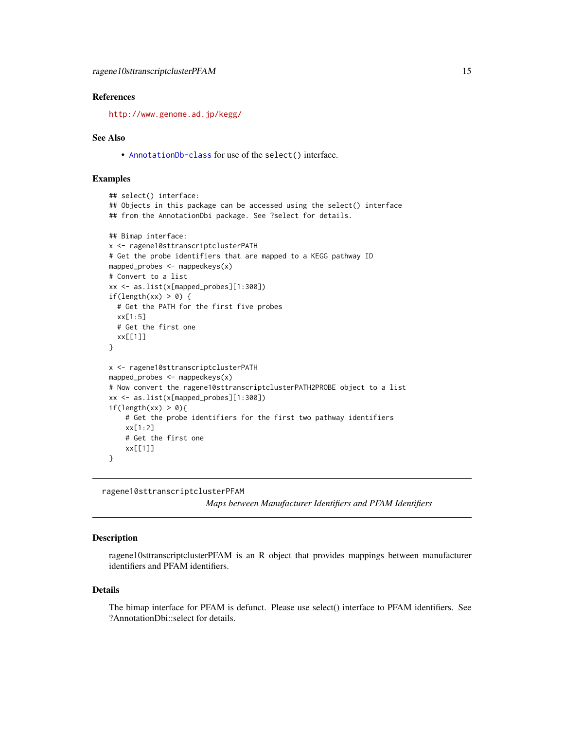## References

http://www.genome.ad.jp/kegg/

## See Also

- AnnotationDb-class for use of the select() interface.

## Examples

```
## select() interface:
## Objects in this package can be accessed using the select() interface
## from the AnnotationDbi package. See ?select for details.

## Bimap interface:
x <- ragene10sttranscriptclusterPATH
# Get the probe identifiers that are mapped to a KEGG pathway ID
mapped_probes <- mappedkeys(x)
# Convert to a list
xx <- as.list(x[mapped_probes][1:300])
if(length(xx) > 0) {
  # Get the PATH for the first five probes
  xx[1:5]
  # Get the first one
  xx[[1]]
}

x <- ragene10sttranscriptclusterPATH
mapped_probes <- mappedkeys(x)
# Now convert the ragene10sttranscriptclusterPATH2PROBE object to a list
xx <- as.list(x[mapped_probes][1:300])
if(length(xx) > 0){
    # Get the probe identifiers for the first two pathway identifiers
    xx[1:2]
    # Get the first one
    xx[[1]]
}
```

---

# ragene10sttranscriptclusterPFAM

*Maps between Manufacturer Identifiers and PFAM Identifiers*

---

## Description

ragene10sttranscriptclusterPFAM is an R object that provides mappings between manufacturer identifiers and PFAM identifiers.

## Details

The bimap interface for PFAM is defunct. Please use select() interface to PFAM identifiers. See ?AnnotationDbi::select for details.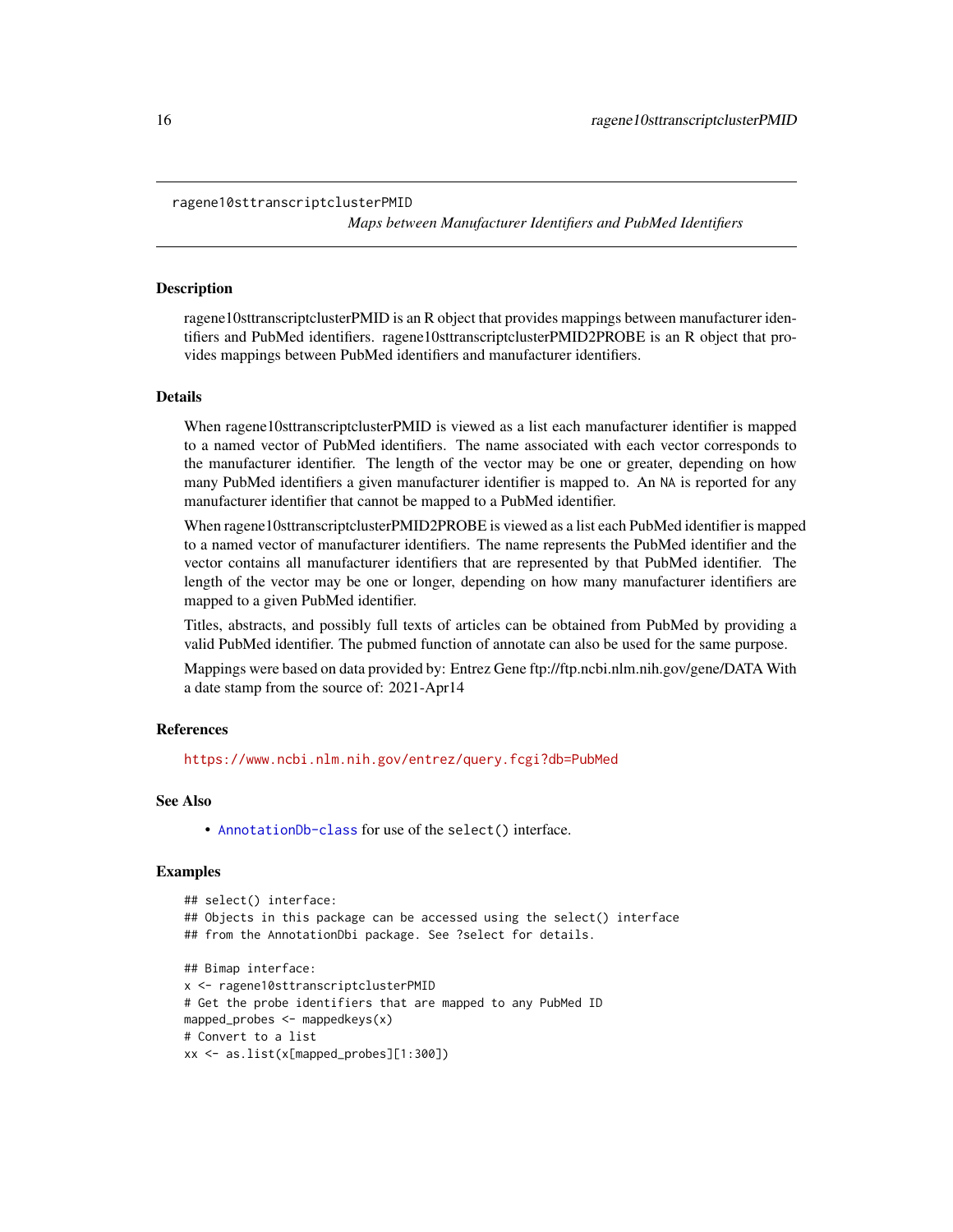# ragene10sttranscriptclusterPMID

*Maps between Manufacturer Identifiers and PubMed Identifiers*

## Description

ragene10sttranscriptclusterPMID is an R object that provides mappings between manufacturer identifiers and PubMed identifiers. ragene10sttranscriptclusterPMID2PROBE is an R object that provides mappings between PubMed identifiers and manufacturer identifiers.

## Details

When ragene10sttranscriptclusterPMID is viewed as a list each manufacturer identifier is mapped to a named vector of PubMed identifiers. The name associated with each vector corresponds to the manufacturer identifier. The length of the vector may be one or greater, depending on how many PubMed identifiers a given manufacturer identifier is mapped to. An NA is reported for any manufacturer identifier that cannot be mapped to a PubMed identifier.

When ragene10sttranscriptclusterPMID2PROBE is viewed as a list each PubMed identifier is mapped to a named vector of manufacturer identifiers. The name represents the PubMed identifier and the vector contains all manufacturer identifiers that are represented by that PubMed identifier. The length of the vector may be one or longer, depending on how many manufacturer identifiers are mapped to a given PubMed identifier.

Titles, abstracts, and possibly full texts of articles can be obtained from PubMed by providing a valid PubMed identifier. The pubmed function of annotate can also be used for the same purpose.

Mappings were based on data provided by: Entrez Gene ftp://ftp.ncbi.nlm.nih.gov/gene/DATA With a date stamp from the source of: 2021-Apr14

## References

https://www.ncbi.nlm.nih.gov/entrez/query.fcgi?db=PubMed

## See Also

- AnnotationDb-class for use of the select() interface.

## Examples

```
## select() interface:
## Objects in this package can be accessed using the select() interface
## from the AnnotationDbi package. See ?select for details.

## Bimap interface:
x <- ragene10sttranscriptclusterPMID
# Get the probe identifiers that are mapped to any PubMed ID
mapped_probes <- mappedkeys(x)
# Convert to a list
xx <- as.list(x[mapped_probes][1:300])
```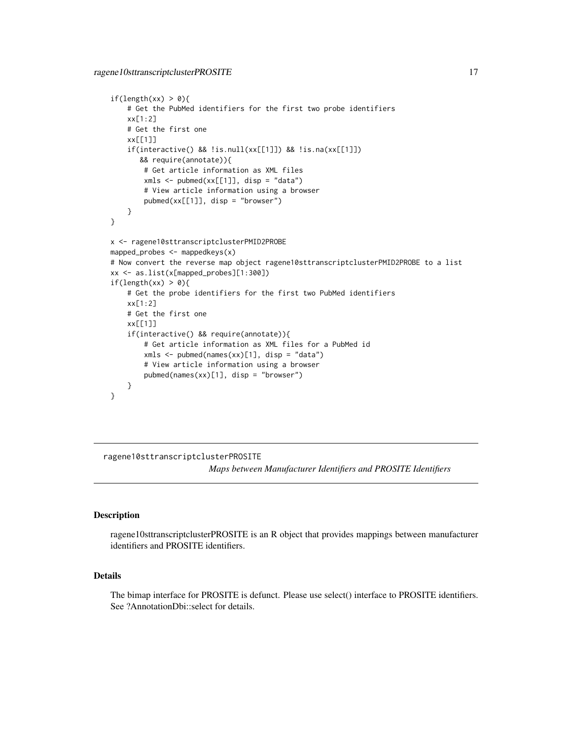```
if(length(xx) > 0){
    # Get the PubMed identifiers for the first two probe identifiers
    xx[1:2]
    # Get the first one
    xx[[1]]
    if(interactive() && !is.null(xx[[1]]) && !is.na(xx[[1]])
       && require(annotate)){
        # Get article information as XML files
        xmls <- pubmed(xx[[1]], disp = "data")
        # View article information using a browser
        pubmed(xx[[1]], disp = "browser")
    }
}

x <- ragene10sttranscriptclusterPMID2PROBE
mapped_probes <- mappedkeys(x)
# Now convert the reverse map object ragene10sttranscriptclusterPMID2PROBE to a list
xx <- as.list(x[mapped_probes][1:300])
if(length(xx) > 0){
    # Get the probe identifiers for the first two PubMed identifiers
    xx[1:2]
    # Get the first one
    xx[[1]]
    if(interactive() && require(annotate)){
        # Get article information as XML files for a PubMed id
        xmls <- pubmed(names(xx)[1], disp = "data")
        # View article information using a browser
        pubmed(names(xx)[1], disp = "browser")
    }
}
```

---

## ragene10sttranscriptclusterPROSITE

*Maps between Manufacturer Identifiers and PROSITE Identifiers*

---

### Description

ragene10sttranscriptclusterPROSITE is an R object that provides mappings between manufacturer identifiers and PROSITE identifiers.

### Details

The bimap interface for PROSITE is defunct. Please use select() interface to PROSITE identifiers. See ?AnnotationDbi::select for details.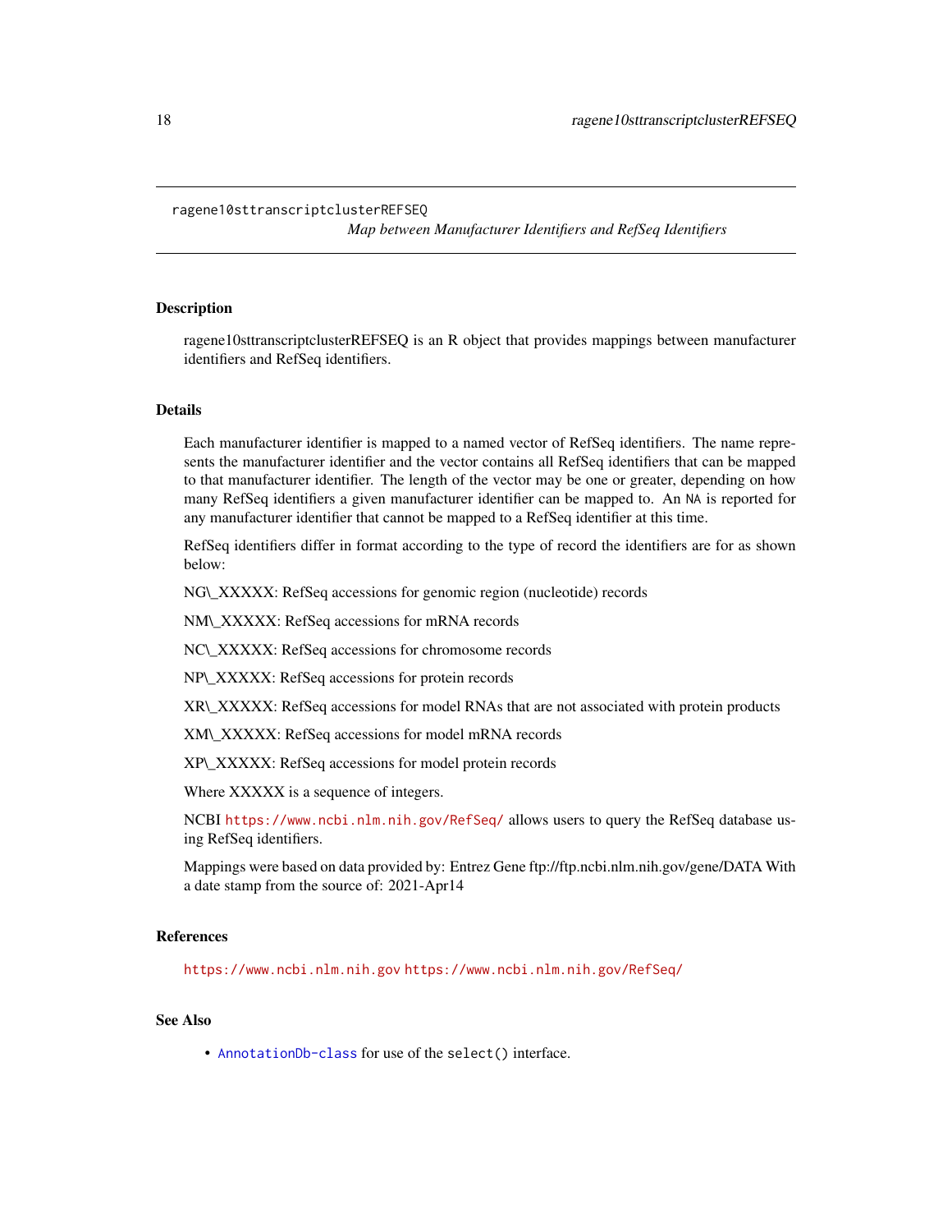## ragene10sttranscriptclusterREFSEQ

*Map between Manufacturer Identifiers and RefSeq Identifiers*

### Description

ragene10sttranscriptclusterREFSEQ is an R object that provides mappings between manufacturer identifiers and RefSeq identifiers.

### Details

Each manufacturer identifier is mapped to a named vector of RefSeq identifiers. The name represents the manufacturer identifier and the vector contains all RefSeq identifiers that can be mapped to that manufacturer identifier. The length of the vector may be one or greater, depending on how many RefSeq identifiers a given manufacturer identifier can be mapped to. An NA is reported for any manufacturer identifier that cannot be mapped to a RefSeq identifier at this time.

RefSeq identifiers differ in format according to the type of record the identifiers are for as shown below:

NG\_XXXXX: RefSeq accessions for genomic region (nucleotide) records

NM\_XXXXX: RefSeq accessions for mRNA records

NC\_XXXXX: RefSeq accessions for chromosome records

NP\_XXXXX: RefSeq accessions for protein records

XR\_XXXXX: RefSeq accessions for model RNAs that are not associated with protein products

XM\_XXXXX: RefSeq accessions for model mRNA records

XP\_XXXXX: RefSeq accessions for model protein records

Where XXXXX is a sequence of integers.

NCBI https://www.ncbi.nlm.nih.gov/RefSeq/ allows users to query the RefSeq database using RefSeq identifiers.

Mappings were based on data provided by: Entrez Gene ftp://ftp.ncbi.nlm.nih.gov/gene/DATA With a date stamp from the source of: 2021-Apr14

### References

https://www.ncbi.nlm.nih.gov https://www.ncbi.nlm.nih.gov/RefSeq/

### See Also

- AnnotationDb-class for use of the `select()` interface.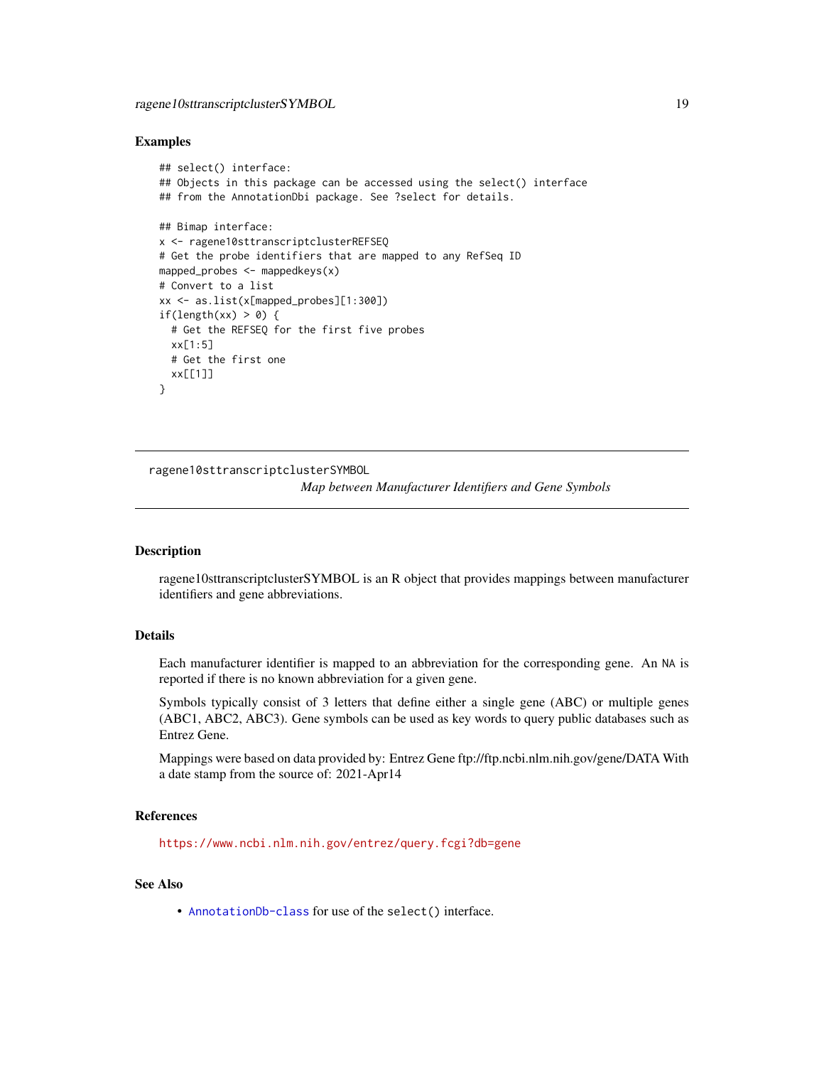## Examples

```
## select() interface:
## Objects in this package can be accessed using the select() interface
## from the AnnotationDbi package. See ?select for details.

## Bimap interface:
x <- ragene10sttranscriptclusterREFSEQ
# Get the probe identifiers that are mapped to any RefSeq ID
mapped_probes <- mappedkeys(x)
# Convert to a list
xx <- as.list(x[mapped_probes][1:300])
if(length(xx) > 0) {
  # Get the REFSEQ for the first five probes
  xx[1:5]
  # Get the first one
  xx[[1]]
}
```

---

# ragene10sttranscriptclusterSYMBOL

*Map between Manufacturer Identifiers and Gene Symbols*

---

## Description

ragene10sttranscriptclusterSYMBOL is an R object that provides mappings between manufacturer identifiers and gene abbreviations.

## Details

Each manufacturer identifier is mapped to an abbreviation for the corresponding gene. An `NA` is reported if there is no known abbreviation for a given gene.

Symbols typically consist of 3 letters that define either a single gene (ABC) or multiple genes (ABC1, ABC2, ABC3). Gene symbols can be used as key words to query public databases such as Entrez Gene.

Mappings were based on data provided by: Entrez Gene ftp://ftp.ncbi.nlm.nih.gov/gene/DATA With a date stamp from the source of: 2021-Apr14

## References

https://www.ncbi.nlm.nih.gov/entrez/query.fcgi?db=gene

## See Also

- AnnotationDb-class for use of the `select()` interface.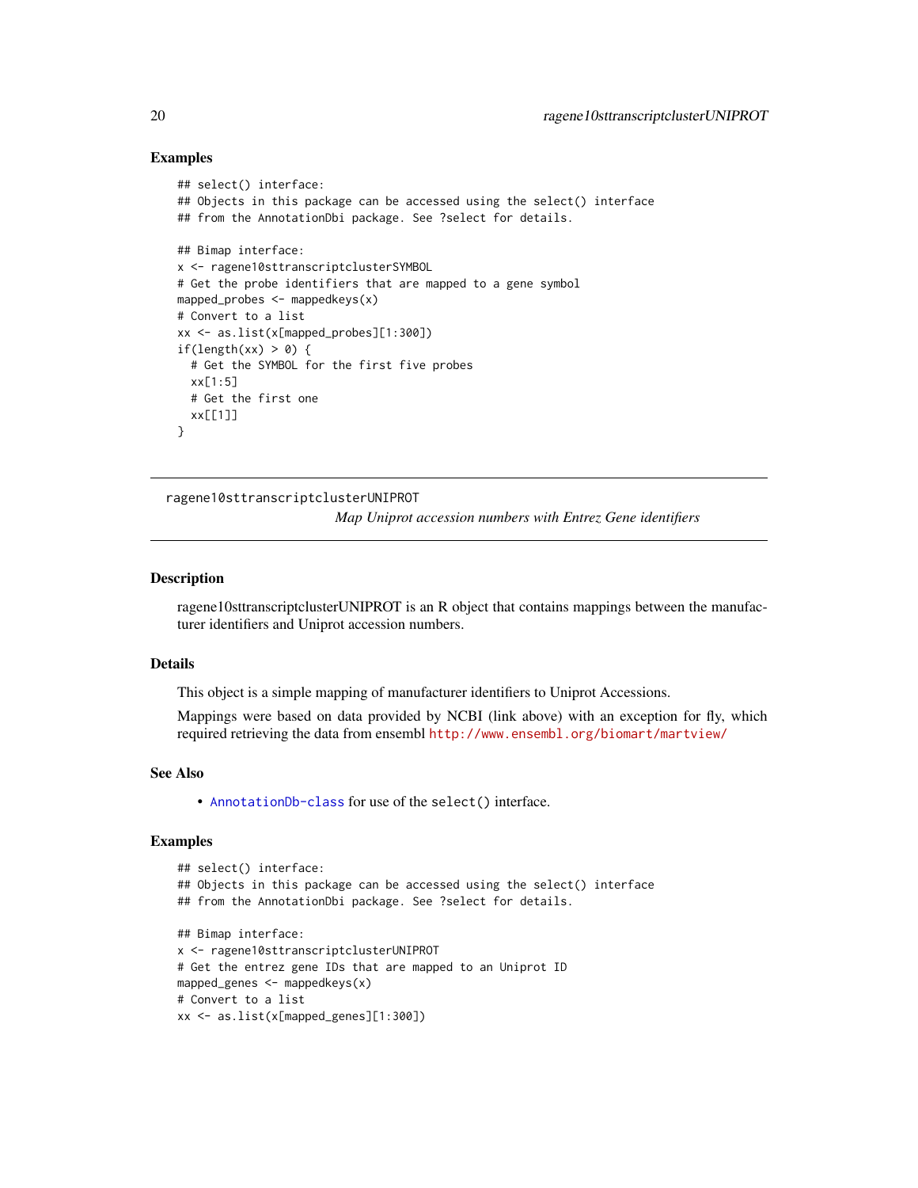### Examples

```
## select() interface:
## Objects in this package can be accessed using the select() interface
## from the AnnotationDbi package. See ?select for details.

## Bimap interface:
x <- ragene10sttranscriptclusterSYMBOL
# Get the probe identifiers that are mapped to a gene symbol
mapped_probes <- mappedkeys(x)
# Convert to a list
xx <- as.list(x[mapped_probes][1:300])
if(length(xx) > 0) {
  # Get the SYMBOL for the first five probes
  xx[1:5]
  # Get the first one
  xx[[1]]
}
```

---

ragene10sttranscriptclusterUNIPROT

*Map Uniprot accession numbers with Entrez Gene identifiers*

---

### Description

ragene10sttranscriptclusterUNIPROT is an R object that contains mappings between the manufacturer identifiers and Uniprot accession numbers.

### Details

This object is a simple mapping of manufacturer identifiers to Uniprot Accessions.

Mappings were based on data provided by NCBI (link above) with an exception for fly, which required retrieving the data from ensembl http://www.ensembl.org/biomart/martview/

### See Also

- AnnotationDb-class for use of the select() interface.

### Examples

```
## select() interface:
## Objects in this package can be accessed using the select() interface
## from the AnnotationDbi package. See ?select for details.

## Bimap interface:
x <- ragene10sttranscriptclusterUNIPROT
# Get the entrez gene IDs that are mapped to an Uniprot ID
mapped_genes <- mappedkeys(x)
# Convert to a list
xx <- as.list(x[mapped_genes][1:300])
```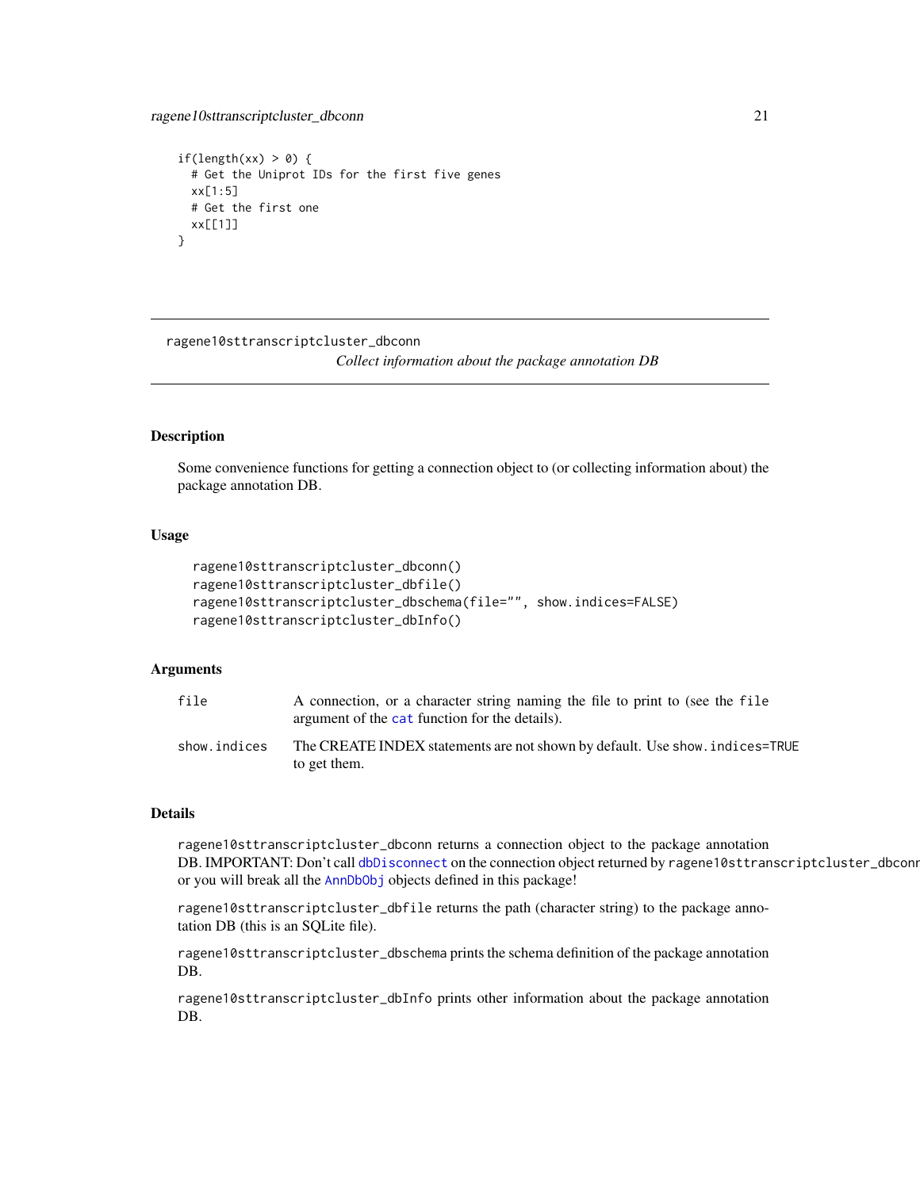```
if(length(xx) > 0) {
  # Get the Uniprot IDs for the first five genes
  xx[1:5]
  # Get the first one
  xx[[1]]
}
```

---

ragene10sttranscriptcluster_dbconn

*Collect information about the package annotation DB*

---

### Description

Some convenience functions for getting a connection object to (or collecting information about) the package annotation DB.

### Usage

```
ragene10sttranscriptcluster_dbconn()
ragene10sttranscriptcluster_dbfile()
ragene10sttranscriptcluster_dbschema(file="", show.indices=FALSE)
ragene10sttranscriptcluster_dbInfo()
```

### Arguments

| | |
|---|---|
| file | A connection, or a character string naming the file to print to (see the file argument of the cat function for the details). |
| show.indices | The CREATE INDEX statements are not shown by default. Use show.indices=TRUE to get them. |

### Details

ragene10sttranscriptcluster_dbconn returns a connection object to the package annotation DB. IMPORTANT: Don't call dbDisconnect on the connection object returned by ragene10sttranscriptcluster_dbconn or you will break all the AnnDbObj objects defined in this package!

ragene10sttranscriptcluster_dbfile returns the path (character string) to the package annotation DB (this is an SQLite file).

ragene10sttranscriptcluster_dbschema prints the schema definition of the package annotation DB.

ragene10sttranscriptcluster_dbInfo prints other information about the package annotation DB.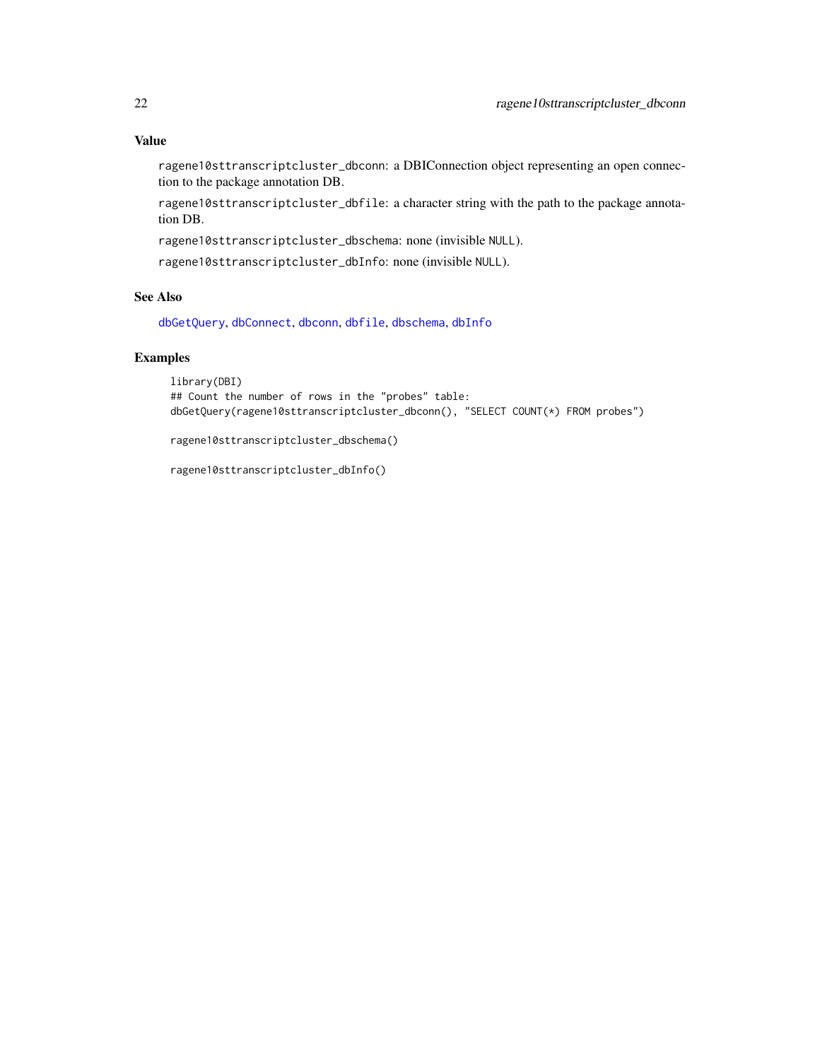## Value

`ragene10sttranscriptcluster_dbconn`: a DBIConnection object representing an open connection to the package annotation DB.

`ragene10sttranscriptcluster_dbfile`: a character string with the path to the package annotation DB.

`ragene10sttranscriptcluster_dbschema`: none (invisible `NULL`).

`ragene10sttranscriptcluster_dbInfo`: none (invisible `NULL`).

## See Also

`dbGetQuery`, `dbConnect`, `dbconn`, `dbfile`, `dbschema`, `dbInfo`

## Examples

```
library(DBI)
## Count the number of rows in the "probes" table:
dbGetQuery(ragene10sttranscriptcluster_dbconn(), "SELECT COUNT(*) FROM probes")

ragene10sttranscriptcluster_dbschema()

ragene10sttranscriptcluster_dbInfo()
```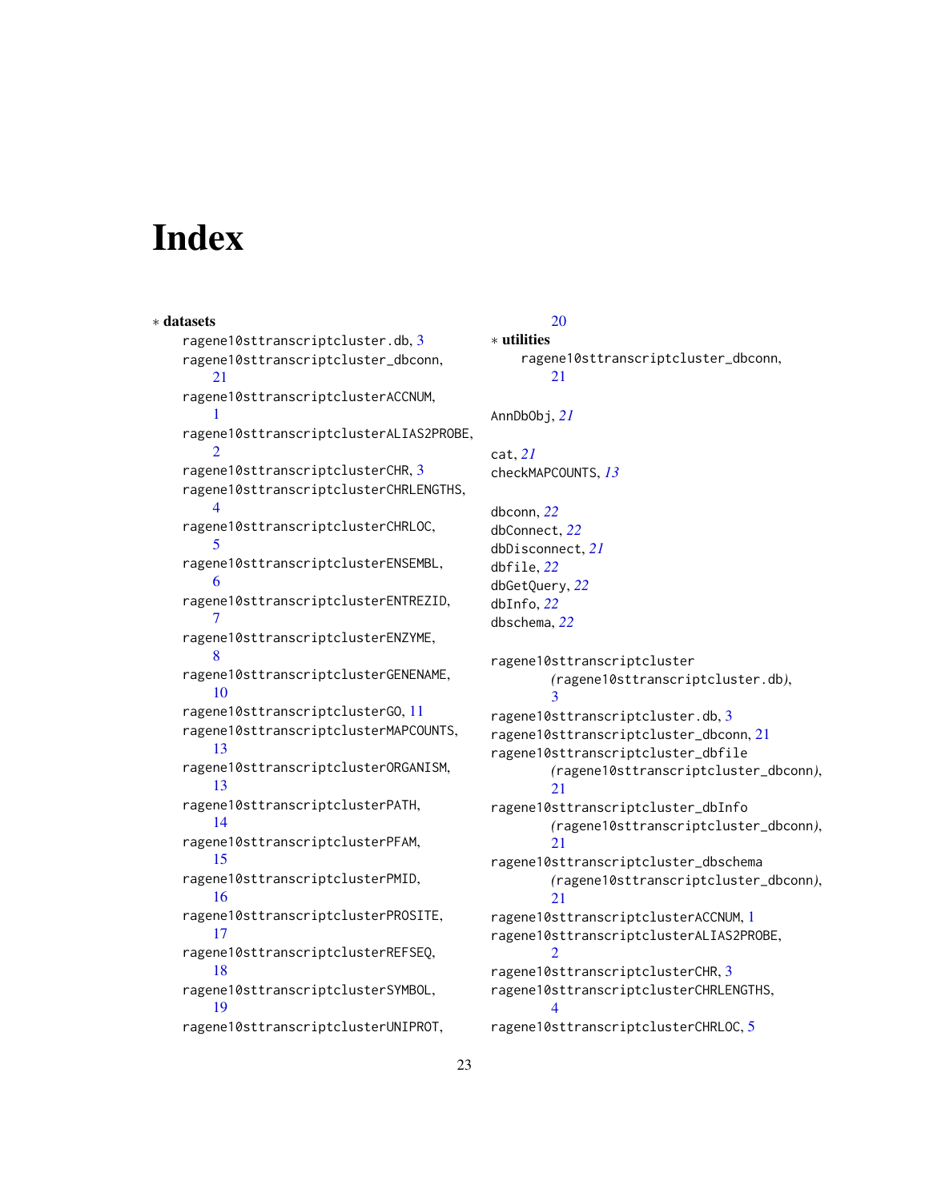# Index

∗ **datasets**

ragene10sttranscriptcluster.db, 3
ragene10sttranscriptcluster_dbconn, 21
ragene10sttranscriptclusterACCNUM, 1
ragene10sttranscriptclusterALIAS2PROBE, 2
ragene10sttranscriptclusterCHR, 3
ragene10sttranscriptclusterCHRLENGTHS, 4
ragene10sttranscriptclusterCHRLOC, 5
ragene10sttranscriptclusterENSEMBL, 6
ragene10sttranscriptclusterENTREZID, 7
ragene10sttranscriptclusterENZYME, 8
ragene10sttranscriptclusterGENENAME, 10
ragene10sttranscriptclusterGO, 11
ragene10sttranscriptclusterMAPCOUNTS, 13
ragene10sttranscriptclusterORGANISM, 13
ragene10sttranscriptclusterPATH, 14
ragene10sttranscriptclusterPFAM, 15
ragene10sttranscriptclusterPMID, 16
ragene10sttranscriptclusterPROSITE, 17
ragene10sttranscriptclusterREFSEQ, 18
ragene10sttranscriptclusterSYMBOL, 19
ragene10sttranscriptclusterUNIPROT, 20

∗ **utilities**

ragene10sttranscriptcluster_dbconn, 21

AnnDbObj, *21*

cat, *21*
checkMAPCOUNTS, *13*

dbconn, *22*
dbConnect, *22*
dbDisconnect, *21*
dbfile, *22*
dbGetQuery, *22*
dbInfo, *22*
dbschema, *22*

ragene10sttranscriptcluster *(ragene10sttranscriptcluster.db)*, 3
ragene10sttranscriptcluster.db, 3
ragene10sttranscriptcluster_dbconn, 21
ragene10sttranscriptcluster_dbfile *(ragene10sttranscriptcluster_dbconn)*, 21
ragene10sttranscriptcluster_dbInfo *(ragene10sttranscriptcluster_dbconn)*, 21
ragene10sttranscriptcluster_dbschema *(ragene10sttranscriptcluster_dbconn)*, 21
ragene10sttranscriptclusterACCNUM, 1
ragene10sttranscriptclusterALIAS2PROBE, 2
ragene10sttranscriptclusterCHR, 3
ragene10sttranscriptclusterCHRLENGTHS, 4
ragene10sttranscriptclusterCHRLOC, 5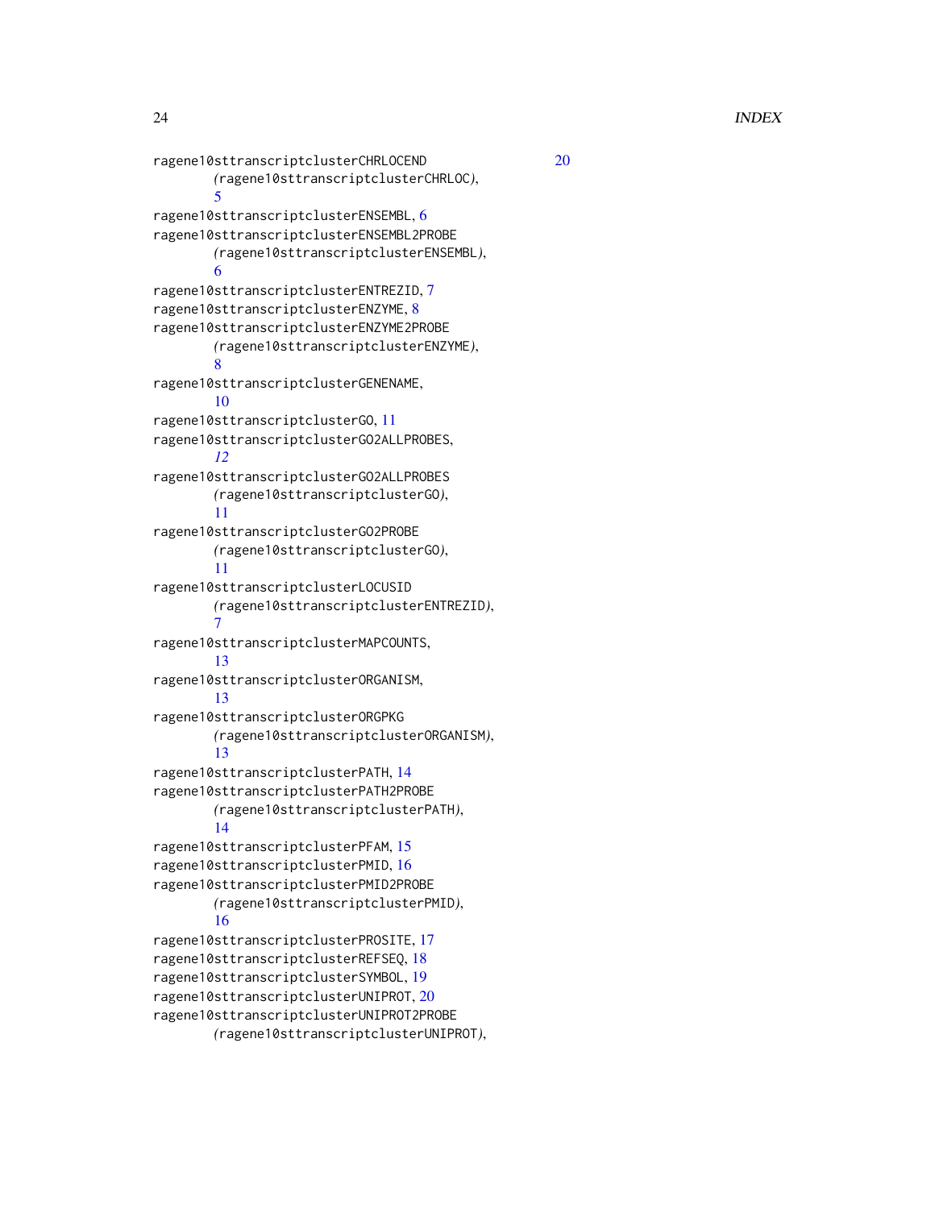ragene10sttranscriptclusterCHRLOCEND (ragene10sttranscriptclusterCHRLOC), 5
ragene10sttranscriptclusterENSEMBL, 6
ragene10sttranscriptclusterENSEMBL2PROBE (ragene10sttranscriptclusterENSEMBL), 6
ragene10sttranscriptclusterENTREZID, 7
ragene10sttranscriptclusterENZYME, 8
ragene10sttranscriptclusterENZYME2PROBE (ragene10sttranscriptclusterENZYME), 8
ragene10sttranscriptclusterGENENAME, 10
ragene10sttranscriptclusterGO, 11
ragene10sttranscriptclusterGO2ALLPROBES, *12*
ragene10sttranscriptclusterGO2ALLPROBES (ragene10sttranscriptclusterGO), 11
ragene10sttranscriptclusterGO2PROBE (ragene10sttranscriptclusterGO), 11
ragene10sttranscriptclusterLOCUSID (ragene10sttranscriptclusterENTREZID), 7
ragene10sttranscriptclusterMAPCOUNTS, 13
ragene10sttranscriptclusterORGANISM, 13
ragene10sttranscriptclusterORGPKG (ragene10sttranscriptclusterORGANISM), 13
ragene10sttranscriptclusterPATH, 14
ragene10sttranscriptclusterPATH2PROBE (ragene10sttranscriptclusterPATH), 14
ragene10sttranscriptclusterPFAM, 15
ragene10sttranscriptclusterPMID, 16
ragene10sttranscriptclusterPMID2PROBE (ragene10sttranscriptclusterPMID), 16
ragene10sttranscriptclusterPROSITE, 17
ragene10sttranscriptclusterREFSEQ, 18
ragene10sttranscriptclusterSYMBOL, 19
ragene10sttranscriptclusterUNIPROT, 20
ragene10sttranscriptclusterUNIPROT2PROBE (ragene10sttranscriptclusterUNIPROT), 20